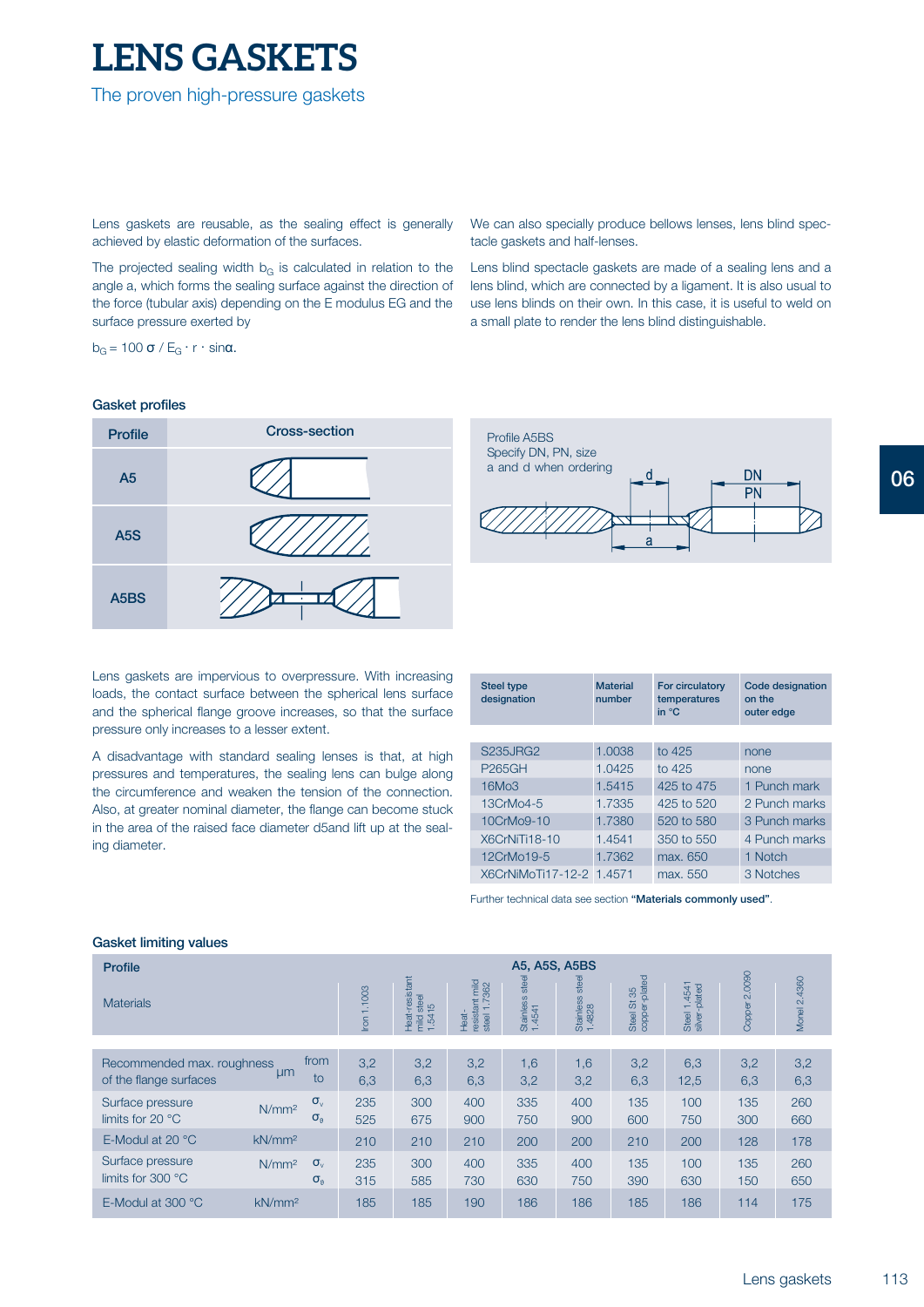# LENS GASKETS

The proven high-pressure gaskets

Lens gaskets are reusable, as the sealing effect is generally achieved by elastic deformation of the surfaces.

The projected sealing width $b_G$ is calculated in relation to the angle a, which forms the sealing surface against the direction of the force (tubular axis) depending on the E modulus EG and the surface pressure exerted by

$b_G = 100\ \sigma / E_G \cdot r \cdot \sin\alpha$.

We can also specially produce bellows lenses, lens blind spectacle gaskets and half-lenses.

Lens blind spectacle gaskets are made of a sealing lens and a lens blind, which are connected by a ligament. It is also usual to use lens blinds on their own. In this case, it is useful to weld on a small plate to render the lens blind distinguishable.

## Gasket profiles

| Profile | Cross-section |
|---|---|
| A5 | |
| A5S | |
| A5BS | |

Profile A5BS
Specify DN, PN, size
a and d when ordering

Lens gaskets are impervious to overpressure. With increasing loads, the contact surface between the spherical lens surface and the spherical flange groove increases, so that the surface pressure only increases to a lesser extent.

A disadvantage with standard sealing lenses is that, at high pressures and temperatures, the sealing lens can bulge along the circumference and weaken the tension of the connection. Also, at greater nominal diameter, the flange can become stuck in the area of the raised face diameter d5and lift up at the sealing diameter.

| Steel type designation | Material number | For circulatory temperatures in °C | Code designation on the outer edge |
|---|---|---|---|
| S235JRG2 | 1.0038 | to 425 | none |
| P265GH | 1.0425 | to 425 | none |
| 16Mo3 | 1.5415 | 425 to 475 | 1 Punch mark |
| 13CrMo4-5 | 1.7335 | 425 to 520 | 2 Punch marks |
| 10CrMo9-10 | 1.7380 | 520 to 580 | 3 Punch marks |
| X6CrNiTi18-10 | 1.4541 | 350 to 550 | 4 Punch marks |
| 12CrMo19-5 | 1.7362 | max. 650 | 1 Notch |
| X6CrNiMoTi17-12-2 | 1.4571 | max. 550 | 3 Notches |

Further technical data see section **"Materials commonly used"**.

## Gasket limiting values

| Profile | | | A5, A5S, A5BS | | | | | | | | |
|---|---|---|---|---|---|---|---|---|---|---|---|
| Materials | | | Iron 1.1003 | Heat-resistant mild steel 1.5415 | Heat-resistant mild steel 1.7362 | Stainless steel 1.4541 | Stainless steel 1.4828 | Steel St 35 copper-plated | Steel 1.4541 silver-plated | Copper 2.0090 | Monel 2.4360 |
| Recommended max. roughness of the flange surfaces | µm | from | 3,2 | 3,2 | 3,2 | 1,6 | 1,6 | 3,2 | 6,3 | 3,2 | 3,2 |
| | | to | 6,3 | 6,3 | 6,3 | 3,2 | 3,2 | 6,3 | 12,5 | 6,3 | 6,3 |
| Surface pressure limits for 20 °C | N/mm² | $\sigma_v$ | 235 | 300 | 400 | 335 | 400 | 135 | 100 | 135 | 260 |
| | | $\sigma_B$ | 525 | 675 | 900 | 750 | 900 | 600 | 750 | 300 | 660 |
| E-Modul at 20 °C | kN/mm² | | 210 | 210 | 210 | 200 | 200 | 210 | 200 | 128 | 178 |
| Surface pressure limits for 300 °C | N/mm² | $\sigma_v$ | 235 | 300 | 400 | 335 | 400 | 135 | 100 | 135 | 260 |
| | | $\sigma_B$ | 315 | 585 | 730 | 630 | 750 | 390 | 630 | 150 | 650 |
| E-Modul at 300 °C | kN/mm² | | 185 | 185 | 190 | 186 | 186 | 185 | 186 | 114 | 175 |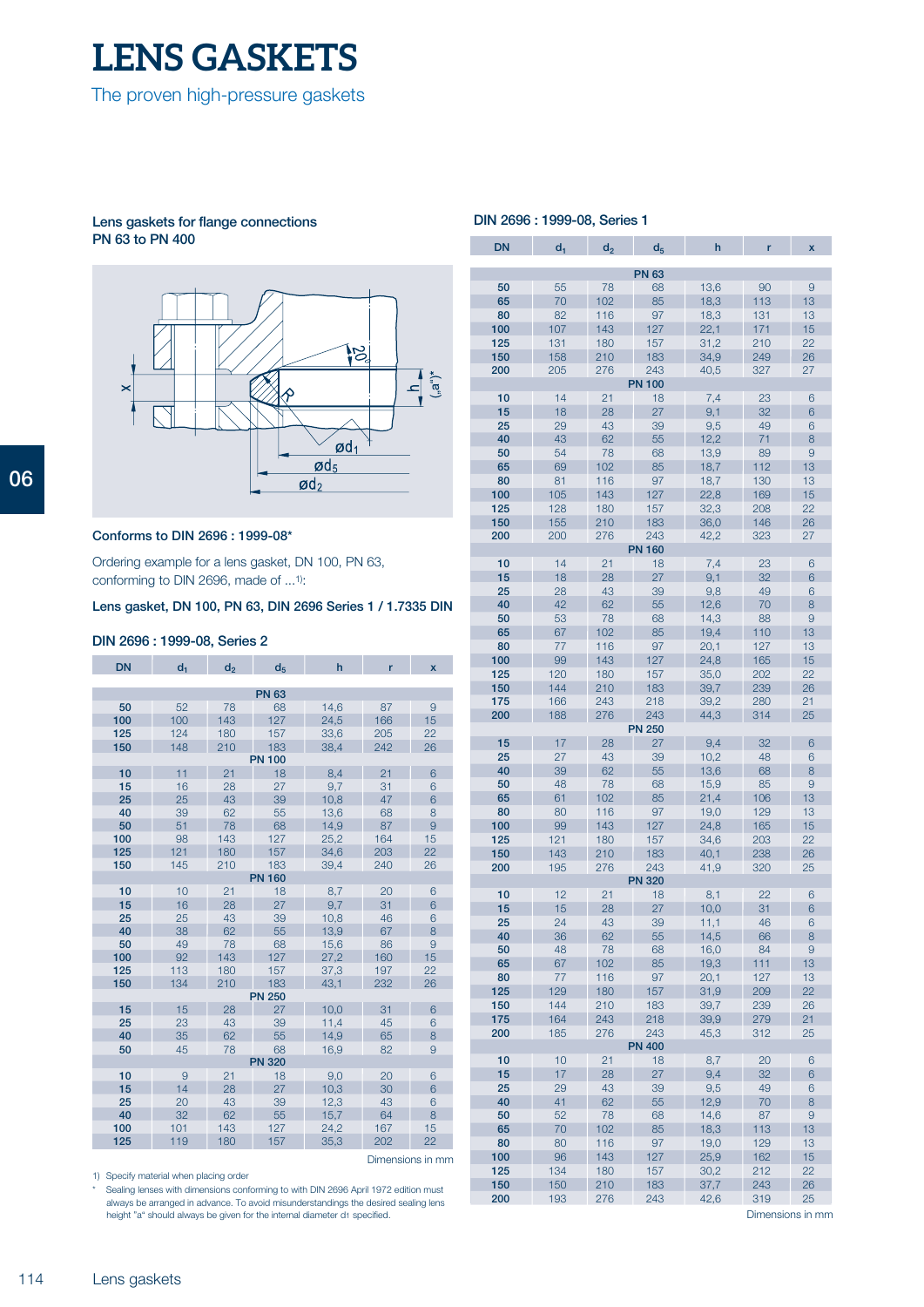# LENS GASKETS

The proven high-pressure gaskets

**Lens gaskets for flange connections PN 63 to PN 400**

**Conforms to DIN 2696 : 1999-08***

Ordering example for a lens gasket, DN 100, PN 63, conforming to DIN 2696, made of ...[1]:

**Lens gasket, DN 100, PN 63, DIN 2696 Series 1 / 1.7335 DIN**

### DIN 2696 : 1999-08, Series 2

| DN | $d_1$ | $d_2$ | $d_5$ | h | r | x |
|---|---|---|---|---|---|---|
| | | | **PN 63** | | | |
| 50 | 52 | 78 | 68 | 14,6 | 87 | 9 |
| 100 | 100 | 143 | 127 | 24,5 | 166 | 15 |
| 125 | 124 | 180 | 157 | 33,6 | 205 | 22 |
| 150 | 148 | 210 | 183 | 38,4 | 242 | 26 |
| | | | **PN 100** | | | |
| 10 | 11 | 21 | 18 | 8,4 | 21 | 6 |
| 15 | 16 | 28 | 27 | 9,7 | 31 | 6 |
| 25 | 25 | 43 | 39 | 10,8 | 47 | 6 |
| 40 | 39 | 62 | 55 | 13,6 | 68 | 8 |
| 50 | 51 | 78 | 68 | 14,9 | 87 | 9 |
| 100 | 98 | 143 | 127 | 25,2 | 164 | 15 |
| 125 | 121 | 180 | 157 | 34,6 | 203 | 22 |
| 150 | 145 | 210 | 183 | 39,4 | 240 | 26 |
| | | | **PN 160** | | | |
| 10 | 10 | 21 | 18 | 8,7 | 20 | 6 |
| 15 | 16 | 28 | 27 | 9,7 | 31 | 6 |
| 25 | 25 | 43 | 39 | 10,8 | 46 | 6 |
| 40 | 38 | 62 | 55 | 13,9 | 67 | 8 |
| 50 | 49 | 78 | 68 | 15,6 | 86 | 9 |
| 100 | 92 | 143 | 127 | 27,2 | 160 | 15 |
| 125 | 113 | 180 | 157 | 37,3 | 197 | 22 |
| 150 | 134 | 210 | 183 | 43,1 | 232 | 26 |
| | | | **PN 250** | | | |
| 15 | 15 | 28 | 27 | 10,0 | 31 | 6 |
| 25 | 23 | 43 | 39 | 11,4 | 45 | 6 |
| 40 | 35 | 62 | 55 | 14,9 | 65 | 8 |
| 50 | 45 | 78 | 68 | 16,9 | 82 | 9 |
| | | | **PN 320** | | | |
| 10 | 9 | 21 | 18 | 9,0 | 20 | 6 |
| 15 | 14 | 28 | 27 | 10,3 | 30 | 6 |
| 25 | 20 | 43 | 39 | 12,3 | 43 | 6 |
| 40 | 32 | 62 | 55 | 15,7 | 64 | 8 |
| 100 | 101 | 143 | 127 | 24,2 | 167 | 15 |
| 125 | 119 | 180 | 157 | 35,3 | 202 | 22 |

Dimensions in mm

1) Specify material when placing order

\* Sealing lenses with dimensions conforming to with DIN 2696 April 1972 edition must always be arranged in advance. To avoid misunderstandings the desired sealing lens height "a" should always be given for the internal diameter d1 specified.

### DIN 2696 : 1999-08, Series 1

| DN | $d_1$ | $d_2$ | $d_5$ | h | r | x |
|---|---|---|---|---|---|---|
| | | | **PN 63** | | | |
| 50 | 55 | 78 | 68 | 13,6 | 90 | 9 |
| 65 | 70 | 102 | 85 | 18,3 | 113 | 13 |
| 80 | 82 | 116 | 97 | 18,3 | 131 | 13 |
| 100 | 107 | 143 | 127 | 22,1 | 171 | 15 |
| 125 | 131 | 180 | 157 | 31,2 | 210 | 22 |
| 150 | 158 | 210 | 183 | 34,9 | 249 | 26 |
| 200 | 205 | 276 | 243 | 40,5 | 327 | 27 |
| | | | **PN 100** | | | |
| 10 | 14 | 21 | 18 | 7,4 | 23 | 6 |
| 15 | 18 | 28 | 27 | 9,1 | 32 | 6 |
| 25 | 29 | 43 | 39 | 9,5 | 49 | 6 |
| 40 | 43 | 62 | 55 | 12,2 | 71 | 8 |
| 50 | 54 | 78 | 68 | 13,9 | 89 | 9 |
| 65 | 69 | 102 | 85 | 18,7 | 112 | 13 |
| 80 | 81 | 116 | 97 | 18,7 | 130 | 13 |
| 100 | 105 | 143 | 127 | 22,8 | 169 | 15 |
| 125 | 128 | 180 | 157 | 32,3 | 208 | 22 |
| 150 | 155 | 210 | 183 | 36,0 | 146 | 26 |
| 200 | 200 | 276 | 243 | 42,2 | 323 | 27 |
| | | | **PN 160** | | | |
| 10 | 14 | 21 | 18 | 7,4 | 23 | 6 |
| 15 | 18 | 28 | 27 | 9,1 | 32 | 6 |
| 25 | 28 | 43 | 39 | 9,8 | 49 | 6 |
| 40 | 42 | 62 | 55 | 12,6 | 70 | 8 |
| 50 | 53 | 78 | 68 | 14,3 | 88 | 9 |
| 65 | 67 | 102 | 85 | 19,4 | 110 | 13 |
| 80 | 77 | 116 | 97 | 20,1 | 127 | 13 |
| 100 | 99 | 143 | 127 | 24,8 | 165 | 15 |
| 125 | 120 | 180 | 157 | 35,0 | 202 | 22 |
| 150 | 144 | 210 | 183 | 39,7 | 239 | 26 |
| 175 | 166 | 243 | 218 | 39,2 | 280 | 21 |
| 200 | 188 | 276 | 243 | 44,3 | 314 | 25 |
| | | | **PN 250** | | | |
| 15 | 17 | 28 | 27 | 9,4 | 32 | 6 |
| 25 | 27 | 43 | 39 | 10,2 | 48 | 6 |
| 40 | 39 | 62 | 55 | 13,6 | 68 | 8 |
| 50 | 48 | 78 | 68 | 15,9 | 85 | 9 |
| 65 | 61 | 102 | 85 | 21,4 | 106 | 13 |
| 80 | 80 | 116 | 97 | 19,0 | 129 | 13 |
| 100 | 99 | 143 | 127 | 24,8 | 165 | 15 |
| 125 | 121 | 180 | 157 | 34,6 | 203 | 22 |
| 150 | 143 | 210 | 183 | 40,1 | 238 | 26 |
| 200 | 195 | 276 | 243 | 41,9 | 320 | 25 |
| | | | **PN 320** | | | |
| 10 | 12 | 21 | 18 | 8,1 | 22 | 6 |
| 15 | 15 | 28 | 27 | 10,0 | 31 | 6 |
| 25 | 24 | 43 | 39 | 11,1 | 46 | 6 |
| 40 | 36 | 62 | 55 | 14,5 | 66 | 8 |
| 50 | 48 | 78 | 68 | 16,0 | 84 | 9 |
| 65 | 67 | 102 | 85 | 19,3 | 111 | 13 |
| 80 | 77 | 116 | 97 | 20,1 | 127 | 13 |
| 125 | 129 | 180 | 157 | 31,9 | 209 | 22 |
| 150 | 144 | 210 | 183 | 39,7 | 239 | 26 |
| 175 | 164 | 243 | 218 | 39,9 | 279 | 21 |
| 200 | 185 | 276 | 243 | 45,3 | 312 | 25 |
| | | | **PN 400** | | | |
| 10 | 10 | 21 | 18 | 8,7 | 20 | 6 |
| 15 | 17 | 28 | 27 | 9,4 | 32 | 6 |
| 25 | 29 | 43 | 39 | 9,5 | 49 | 6 |
| 40 | 41 | 62 | 55 | 12,9 | 70 | 8 |
| 50 | 52 | 78 | 68 | 14,6 | 87 | 9 |
| 65 | 70 | 102 | 85 | 18,3 | 113 | 13 |
| 80 | 80 | 116 | 97 | 19,0 | 129 | 13 |
| 100 | 96 | 143 | 127 | 25,9 | 162 | 15 |
| 125 | 134 | 180 | 157 | 30,2 | 212 | 22 |
| 150 | 150 | 210 | 183 | 37,7 | 243 | 26 |
| 200 | 193 | 276 | 243 | 42,6 | 319 | 25 |

Dimensions in mm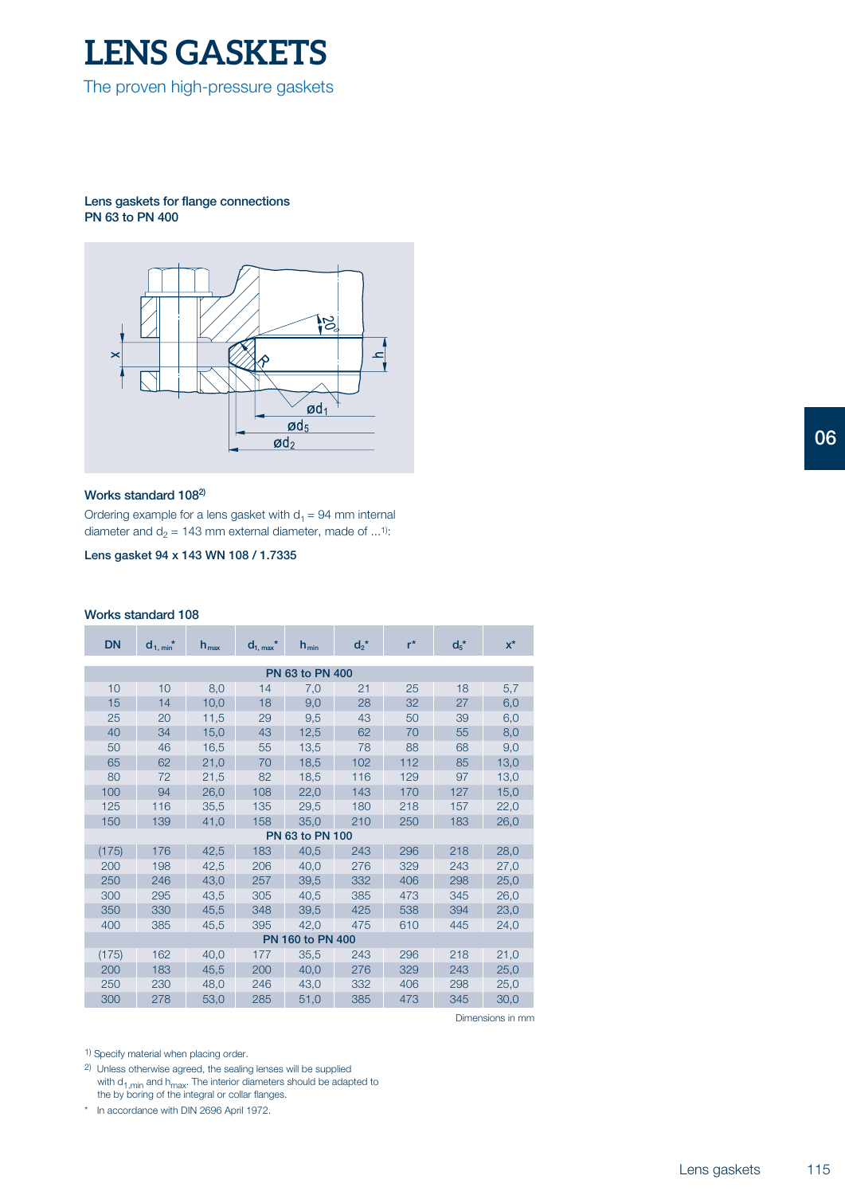# LENS GASKETS

The proven high-pressure gaskets

**Lens gaskets for flange connections**
**PN 63 to PN 400**

x
20°
h
R
ød1
ød5
ød2

### Works standard 108[2)]

Ordering example for a lens gasket with $d_1$ = 94 mm internal diameter and $d_2$ = 143 mm external diameter, made of ...[1)]:

**Lens gasket 94 x 143 WN 108 / 1.7335**

### Works standard 108

| DN | $d_{1,\,min}$* | $h_{max}$ | $d_{1,\,max}$* | $h_{min}$ | $d_2$* | r* | $d_5$* | x* |
|---|---|---|---|---|---|---|---|---|
| **PN 63 to PN 400** | | | | | | | | |
| 10 | 10 | 8,0 | 14 | 7,0 | 21 | 25 | 18 | 5,7 |
| 15 | 14 | 10,0 | 18 | 9,0 | 28 | 32 | 27 | 6,0 |
| 25 | 20 | 11,5 | 29 | 9,5 | 43 | 50 | 39 | 6,0 |
| 40 | 34 | 15,0 | 43 | 12,5 | 62 | 70 | 55 | 8,0 |
| 50 | 46 | 16,5 | 55 | 13,5 | 78 | 88 | 68 | 9,0 |
| 65 | 62 | 21,0 | 70 | 18,5 | 102 | 112 | 85 | 13,0 |
| 80 | 72 | 21,5 | 82 | 18,5 | 116 | 129 | 97 | 13,0 |
| 100 | 94 | 26,0 | 108 | 22,0 | 143 | 170 | 127 | 15,0 |
| 125 | 116 | 35,5 | 135 | 29,5 | 180 | 218 | 157 | 22,0 |
| 150 | 139 | 41,0 | 158 | 35,0 | 210 | 250 | 183 | 26,0 |
| **PN 63 to PN 100** | | | | | | | | |
| (175) | 176 | 42,5 | 183 | 40,5 | 243 | 296 | 218 | 28,0 |
| 200 | 198 | 42,5 | 206 | 40,0 | 276 | 329 | 243 | 27,0 |
| 250 | 246 | 43,0 | 257 | 39,5 | 332 | 406 | 298 | 25,0 |
| 300 | 295 | 43,5 | 305 | 40,5 | 385 | 473 | 345 | 26,0 |
| 350 | 330 | 45,5 | 348 | 39,5 | 425 | 538 | 394 | 23,0 |
| 400 | 385 | 45,5 | 395 | 42,0 | 475 | 610 | 445 | 24,0 |
| **PN 160 to PN 400** | | | | | | | | |
| (175) | 162 | 40,0 | 177 | 35,5 | 243 | 296 | 218 | 21,0 |
| 200 | 183 | 45,5 | 200 | 40,0 | 276 | 329 | 243 | 25,0 |
| 250 | 230 | 48,0 | 246 | 43,0 | 332 | 406 | 298 | 25,0 |
| 300 | 278 | 53,0 | 285 | 51,0 | 385 | 473 | 345 | 30,0 |

Dimensions in mm

1) Specify material when placing order.

2) Unless otherwise agreed, the sealing lenses will be supplied with $d_{1,min}$ and $h_{max}$. The interior diameters should be adapted to the by boring of the integral or collar flanges.

\* In accordance with DIN 2696 April 1972.